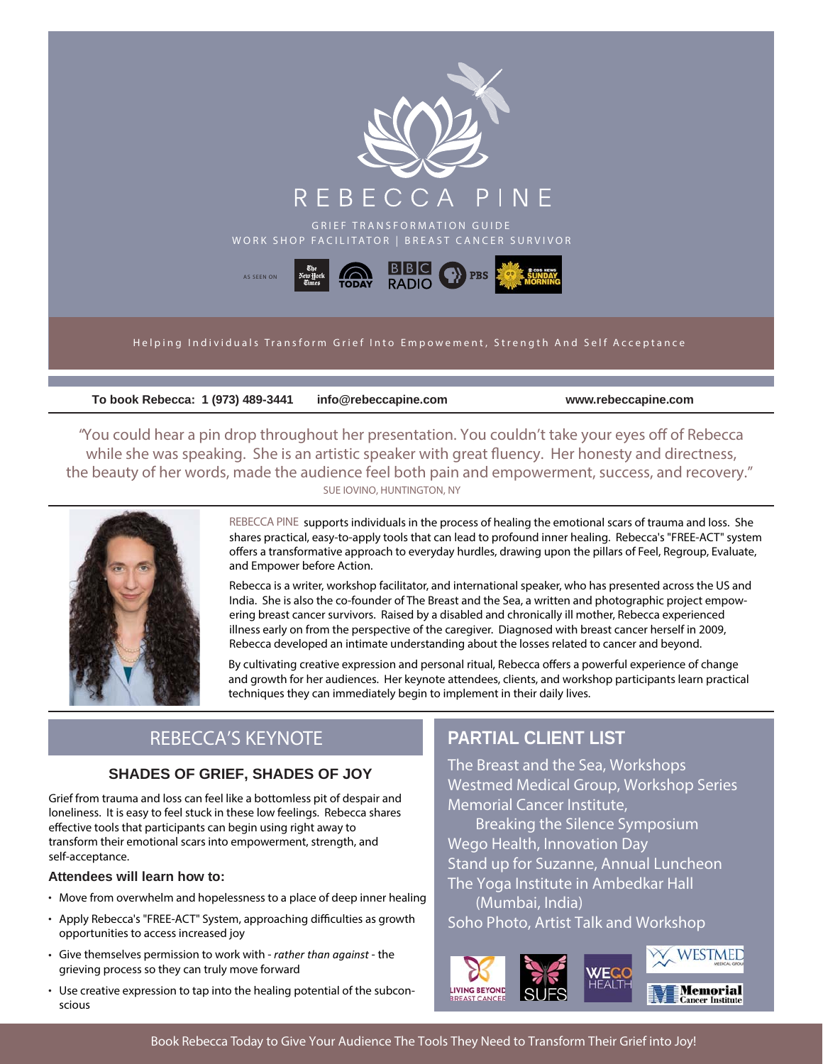# REBECCA PINE

GRIEF TRANSFORMATION GUIDE

WORK SHOP FACILITATOR | BREAST CANCER SURVIVOR

AS SEEN ON The New York Times, TODAY, BBC RADIO, PBS, CBS NEWS SUNDAY MORNING

Helping Individuals Transform Grief Into Empowerment, Strength And Self Acceptance

**To book Rebecca: 1 (973) 489-3441** **info@rebeccapine.com** **www.rebeccapine.com**

"You could hear a pin drop throughout her presentation. You couldn't take your eyes off of Rebecca while she was speaking. She is an artistic speaker with great fluency. Her honesty and directness, the beauty of her words, made the audience feel both pain and empowerment, success, and recovery."

SUE IOVINO, HUNTINGTON, NY

REBECCA PINE supports individuals in the process of healing the emotional scars of trauma and loss. She shares practical, easy-to-apply tools that can lead to profound inner healing. Rebecca's "FREE-ACT" system offers a transformative approach to everyday hurdles, drawing upon the pillars of Feel, Regroup, Evaluate, and Empower before Action.

Rebecca is a writer, workshop facilitator, and international speaker, who has presented across the US and India. She is also the co-founder of The Breast and the Sea, a written and photographic project empowering breast cancer survivors. Raised by a disabled and chronically ill mother, Rebecca experienced illness early on from the perspective of the caregiver. Diagnosed with breast cancer herself in 2009, Rebecca developed an intimate understanding about the losses related to cancer and beyond.

By cultivating creative expression and personal ritual, Rebecca offers a powerful experience of change and growth for her audiences. Her keynote attendees, clients, and workshop participants learn practical techniques they can immediately begin to implement in their daily lives.

## REBECCA'S KEYNOTE

### SHADES OF GRIEF, SHADES OF JOY

Grief from trauma and loss can feel like a bottomless pit of despair and loneliness. It is easy to feel stuck in these low feelings. Rebecca shares effective tools that participants can begin using right away to transform their emotional scars into empowerment, strength, and self-acceptance.

**Attendees will learn how to:**

- Move from overwhelm and hopelessness to a place of deep inner healing
- Apply Rebecca's "FREE-ACT" System, approaching difficulties as growth opportunities to access increased joy
- Give themselves permission to work with - *rather than against* - the grieving process so they can truly move forward
- Use creative expression to tap into the healing potential of the subconscious

## PARTIAL CLIENT LIST

- The Breast and the Sea, Workshops
- Westmed Medical Group, Workshop Series
- Memorial Cancer Institute, Breaking the Silence Symposium
- Wego Health, Innovation Day
- Stand up for Suzanne, Annual Luncheon
- The Yoga Institute in Ambedkar Hall (Mumbai, India)
- Soho Photo, Artist Talk and Workshop

LIVING BEYOND BREAST CANCER · SUFS · WEGO HEALTH · WESTMED MEDICAL GROUP · Memorial Cancer Institute

Book Rebecca Today to Give Your Audience The Tools They Need to Transform Their Grief into Joy!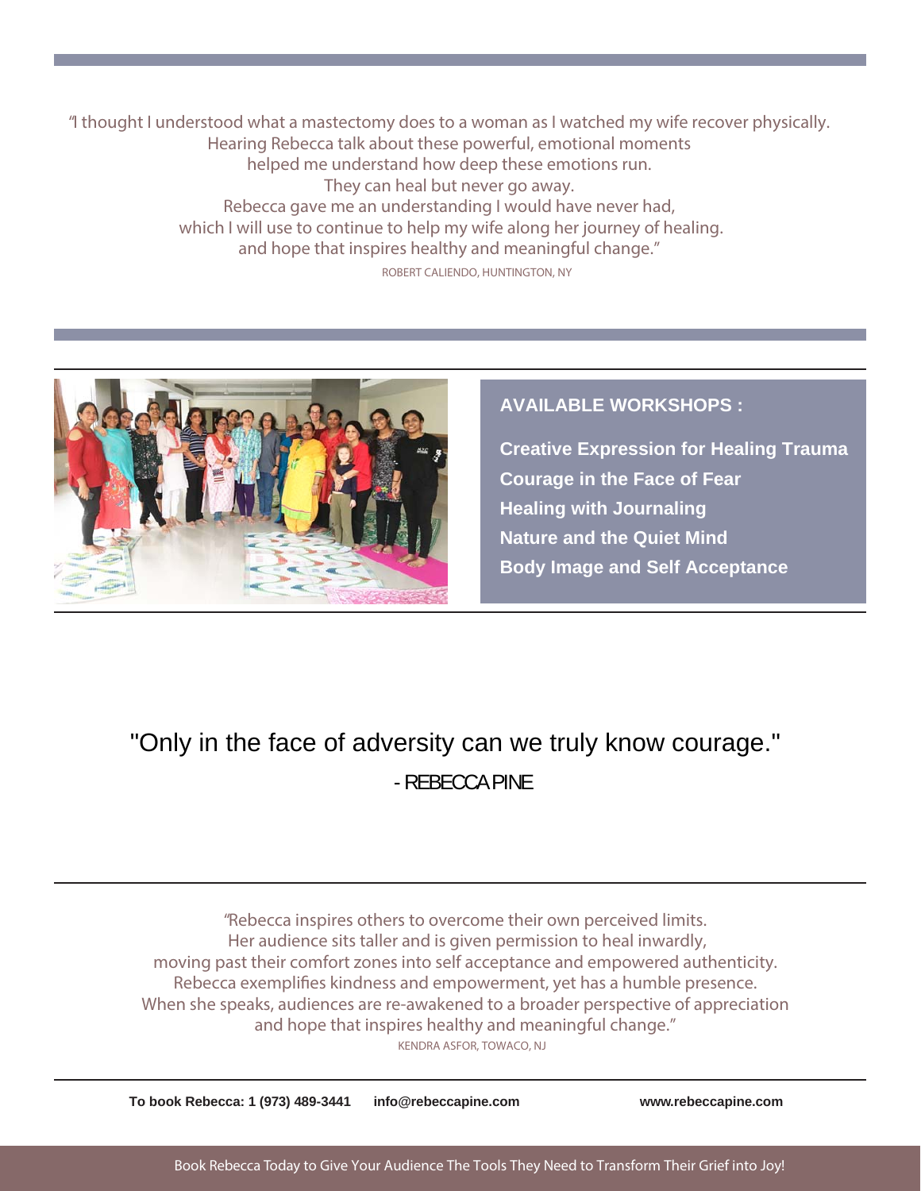"I thought I understood what a mastectomy does to a woman as I watched my wife recover physically.
Hearing Rebecca talk about these powerful, emotional moments
helped me understand how deep these emotions run.
They can heal but never go away.
Rebecca gave me an understanding I would have never had,
which I will use to continue to help my wife along her journey of healing.
and hope that inspires healthy and meaningful change."

ROBERT CALIENDO, HUNTINGTON, NY

### AVAILABLE WORKSHOPS :

**Creative Expression for Healing Trauma**
**Courage in the Face of Fear**
**Healing with Journaling**
**Nature and the Quiet Mind**
**Body Image and Self Acceptance**

"Only in the face of adversity can we truly know courage."

- REBECCA PINE

"Rebecca inspires others to overcome their own perceived limits.
Her audience sits taller and is given permission to heal inwardly,
moving past their comfort zones into self acceptance and empowered authenticity.
Rebecca exemplifies kindness and empowerment, yet has a humble presence.
When she speaks, audiences are re-awakened to a broader perspective of appreciation
and hope that inspires healthy and meaningful change."

KENDRA ASFOR, TOWACO, NJ

**To book Rebecca: 1 (973) 489-3441** **info@rebeccapine.com** **www.rebeccapine.com**

Book Rebecca Today to Give Your Audience The Tools They Need to Transform Their Grief into Joy!